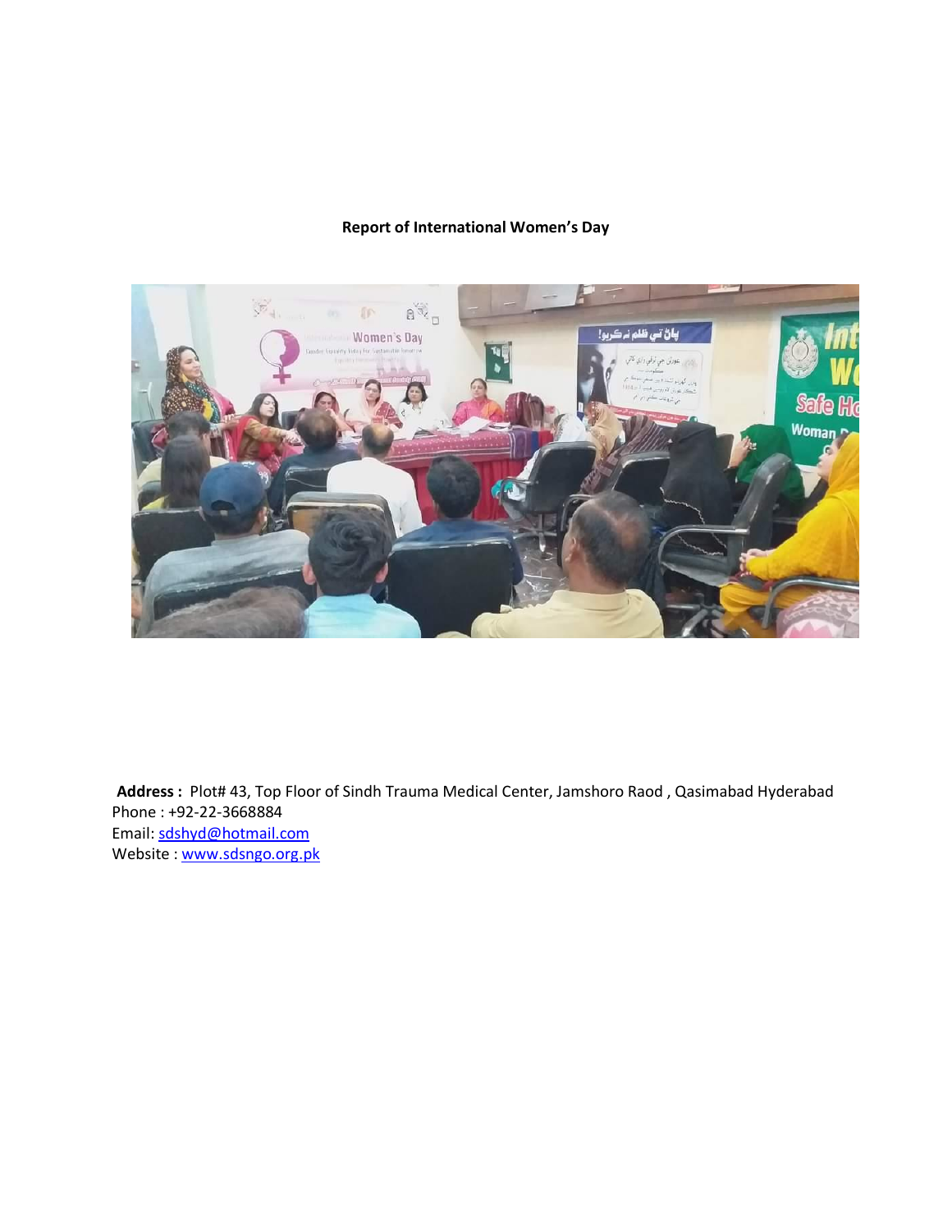**Report of International Women's Day**

**Address :** Plot# 43, Top Floor of Sindh Trauma Medical Center, Jamshoro Raod , Qasimabad Hyderabad
Phone : +92-22-3668884
Email: sdshyd@hotmail.com
Website : www.sdsngo.org.pk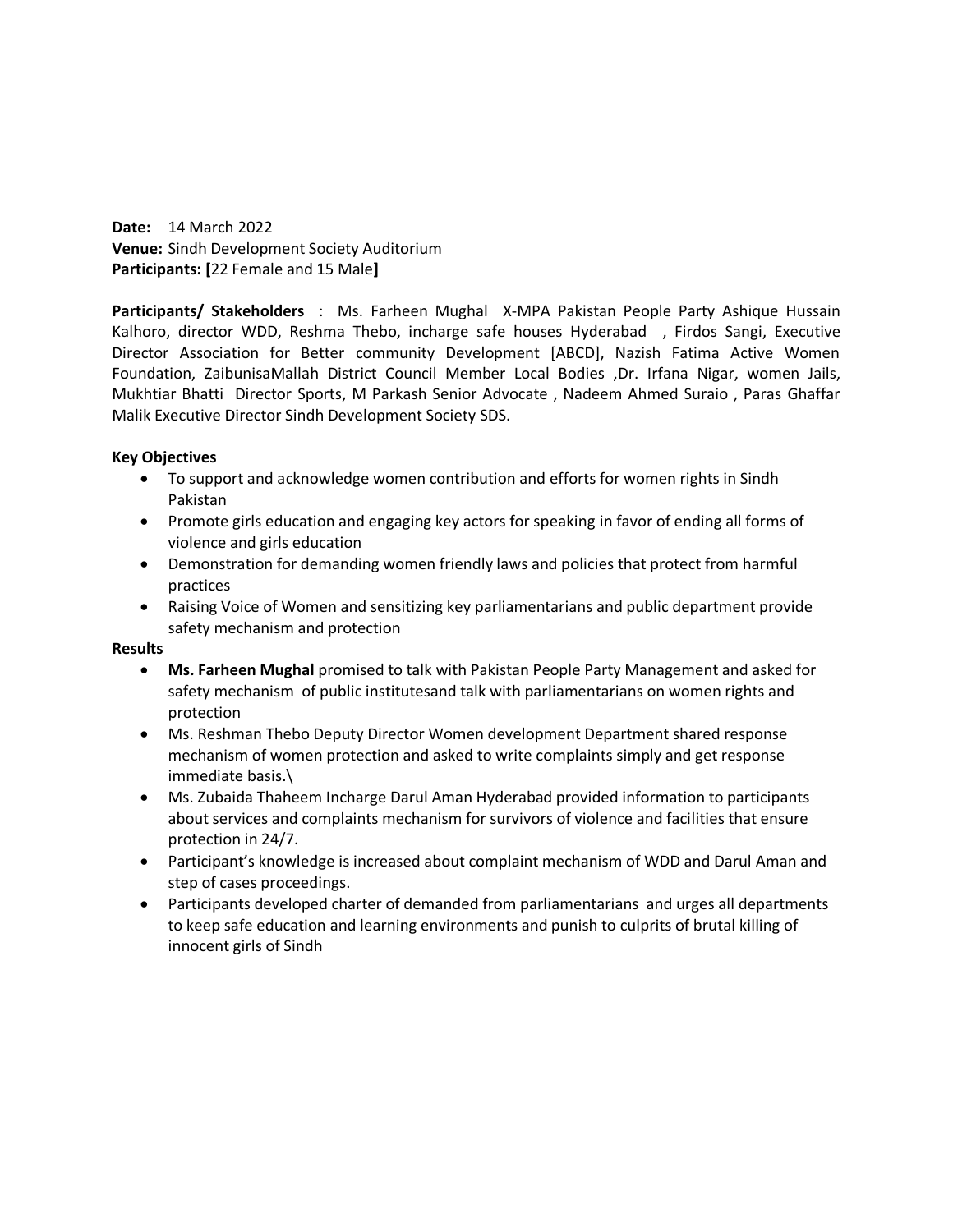**Date:** 14 March 2022
**Venue:** Sindh Development Society Auditorium
**Participants: [**22 Female and 15 Male**]**

**Participants/ Stakeholders** : Ms. Farheen Mughal X-MPA Pakistan People Party Ashique Hussain Kalhoro, director WDD, Reshma Thebo, incharge safe houses Hyderabad , Firdos Sangi, Executive Director Association for Better community Development [ABCD], Nazish Fatima Active Women Foundation, ZaibunisaMallah District Council Member Local Bodies ,Dr. Irfana Nigar, women Jails, Mukhtiar Bhatti Director Sports, M Parkash Senior Advocate , Nadeem Ahmed Suraio , Paras Ghaffar Malik Executive Director Sindh Development Society SDS.

**Key Objectives**

- To support and acknowledge women contribution and efforts for women rights in Sindh Pakistan
- Promote girls education and engaging key actors for speaking in favor of ending all forms of violence and girls education
- Demonstration for demanding women friendly laws and policies that protect from harmful practices
- Raising Voice of Women and sensitizing key parliamentarians and public department provide safety mechanism and protection

**Results**

- **Ms. Farheen Mughal** promised to talk with Pakistan People Party Management and asked for safety mechanism of public institutesand talk with parliamentarians on women rights and protection
- Ms. Reshman Thebo Deputy Director Women development Department shared response mechanism of women protection and asked to write complaints simply and get response immediate basis.\
- Ms. Zubaida Thaheem Incharge Darul Aman Hyderabad provided information to participants about services and complaints mechanism for survivors of violence and facilities that ensure protection in 24/7.
- Participant's knowledge is increased about complaint mechanism of WDD and Darul Aman and step of cases proceedings.
- Participants developed charter of demanded from parliamentarians and urges all departments to keep safe education and learning environments and punish to culprits of brutal killing of innocent girls of Sindh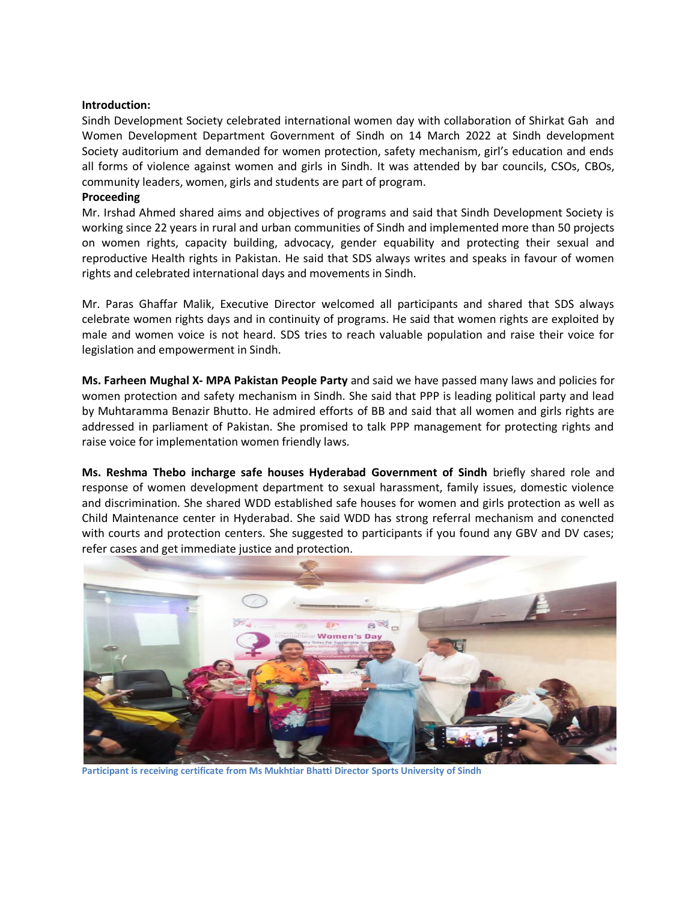**Introduction:**

Sindh Development Society celebrated international women day with collaboration of Shirkat Gah and Women Development Department Government of Sindh on 14 March 2022 at Sindh development Society auditorium and demanded for women protection, safety mechanism, girl's education and ends all forms of violence against women and girls in Sindh. It was attended by bar councils, CSOs, CBOs, community leaders, women, girls and students are part of program.

**Proceeding**

Mr. Irshad Ahmed shared aims and objectives of programs and said that Sindh Development Society is working since 22 years in rural and urban communities of Sindh and implemented more than 50 projects on women rights, capacity building, advocacy, gender equability and protecting their sexual and reproductive Health rights in Pakistan. He said that SDS always writes and speaks in favour of women rights and celebrated international days and movements in Sindh.

Mr. Paras Ghaffar Malik, Executive Director welcomed all participants and shared that SDS always celebrate women rights days and in continuity of programs. He said that women rights are exploited by male and women voice is not heard. SDS tries to reach valuable population and raise their voice for legislation and empowerment in Sindh.

**Ms. Farheen Mughal X- MPA Pakistan People Party** and said we have passed many laws and policies for women protection and safety mechanism in Sindh. She said that PPP is leading political party and lead by Muhtaramma Benazir Bhutto. He admired efforts of BB and said that all women and girls rights are addressed in parliament of Pakistan. She promised to talk PPP management for protecting rights and raise voice for implementation women friendly laws.

**Ms. Reshma Thebo incharge safe houses Hyderabad Government of Sindh** briefly shared role and response of women development department to sexual harassment, family issues, domestic violence and discrimination. She shared WDD established safe houses for women and girls protection as well as Child Maintenance center in Hyderabad. She said WDD has strong referral mechanism and conencted with courts and protection centers. She suggested to participants if you found any GBV and DV cases; refer cases and get immediate justice and protection.

Participant is receiving certificate from Ms Mukhtiar Bhatti Director Sports University of Sindh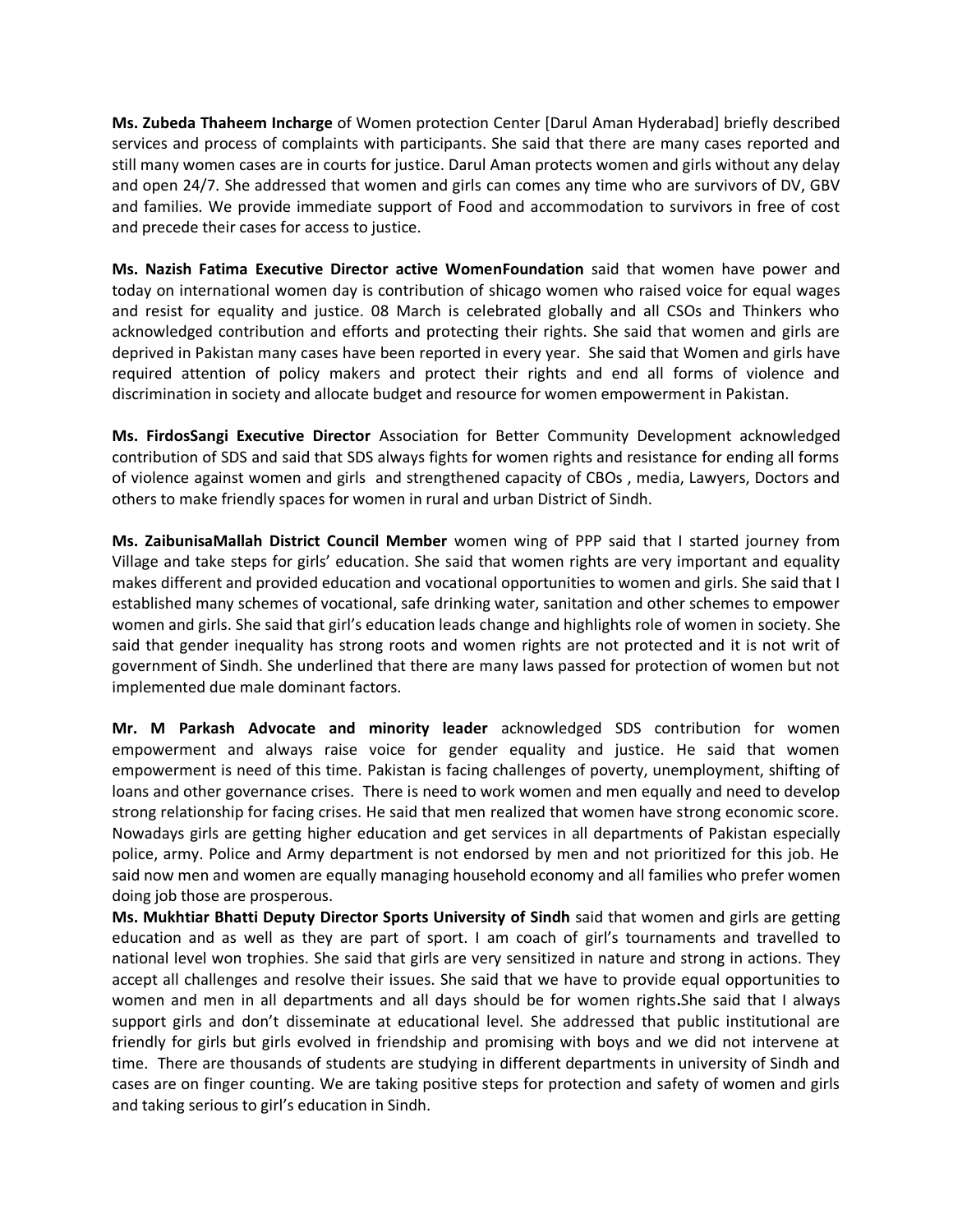**Ms. Zubeda Thaheem Incharge** of Women protection Center [Darul Aman Hyderabad] briefly described services and process of complaints with participants. She said that there are many cases reported and still many women cases are in courts for justice. Darul Aman protects women and girls without any delay and open 24/7. She addressed that women and girls can comes any time who are survivors of DV, GBV and families. We provide immediate support of Food and accommodation to survivors in free of cost and precede their cases for access to justice.

**Ms. Nazish Fatima Executive Director active WomenFoundation** said that women have power and today on international women day is contribution of shicago women who raised voice for equal wages and resist for equality and justice. 08 March is celebrated globally and all CSOs and Thinkers who acknowledged contribution and efforts and protecting their rights. She said that women and girls are deprived in Pakistan many cases have been reported in every year. She said that Women and girls have required attention of policy makers and protect their rights and end all forms of violence and discrimination in society and allocate budget and resource for women empowerment in Pakistan.

**Ms. FirdosSangi Executive Director** Association for Better Community Development acknowledged contribution of SDS and said that SDS always fights for women rights and resistance for ending all forms of violence against women and girls and strengthened capacity of CBOs , media, Lawyers, Doctors and others to make friendly spaces for women in rural and urban District of Sindh.

**Ms. ZaibunisaMallah District Council Member** women wing of PPP said that I started journey from Village and take steps for girls' education. She said that women rights are very important and equality makes different and provided education and vocational opportunities to women and girls. She said that I established many schemes of vocational, safe drinking water, sanitation and other schemes to empower women and girls. She said that girl's education leads change and highlights role of women in society. She said that gender inequality has strong roots and women rights are not protected and it is not writ of government of Sindh. She underlined that there are many laws passed for protection of women but not implemented due male dominant factors.

**Mr. M Parkash Advocate and minority leader** acknowledged SDS contribution for women empowerment and always raise voice for gender equality and justice. He said that women empowerment is need of this time. Pakistan is facing challenges of poverty, unemployment, shifting of loans and other governance crises. There is need to work women and men equally and need to develop strong relationship for facing crises. He said that men realized that women have strong economic score. Nowadays girls are getting higher education and get services in all departments of Pakistan especially police, army. Police and Army department is not endorsed by men and not prioritized for this job. He said now men and women are equally managing household economy and all families who prefer women doing job those are prosperous.

**Ms. Mukhtiar Bhatti Deputy Director Sports University of Sindh** said that women and girls are getting education and as well as they are part of sport. I am coach of girl's tournaments and travelled to national level won trophies. She said that girls are very sensitized in nature and strong in actions. They accept all challenges and resolve their issues. She said that we have to provide equal opportunities to women and men in all departments and all days should be for women rights**.**She said that I always support girls and don't disseminate at educational level. She addressed that public institutional are friendly for girls but girls evolved in friendship and promising with boys and we did not intervene at time. There are thousands of students are studying in different departments in university of Sindh and cases are on finger counting. We are taking positive steps for protection and safety of women and girls and taking serious to girl's education in Sindh.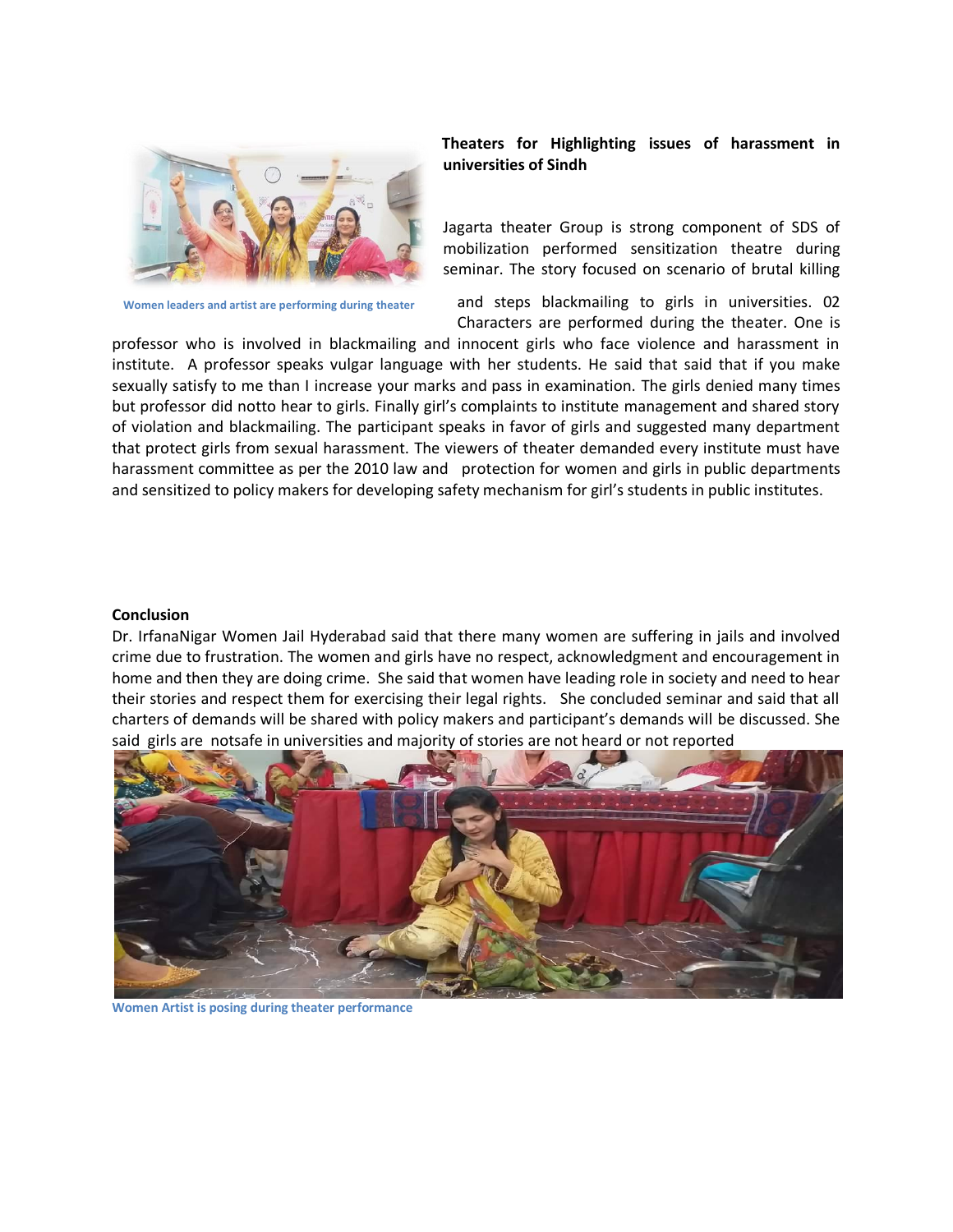Women leaders and artist are performing during theater

**Theaters for Highlighting issues of harassment in universities of Sindh**

Jagarta theater Group is strong component of SDS of mobilization performed sensitization theatre during seminar. The story focused on scenario of brutal killing and steps blackmailing to girls in universities. 02 Characters are performed during the theater. One is professor who is involved in blackmailing and innocent girls who face violence and harassment in institute. A professor speaks vulgar language with her students. He said that said that if you make sexually satisfy to me than I increase your marks and pass in examination. The girls denied many times but professor did notto hear to girls. Finally girl's complaints to institute management and shared story of violation and blackmailing. The participant speaks in favor of girls and suggested many department that protect girls from sexual harassment. The viewers of theater demanded every institute must have harassment committee as per the 2010 law and protection for women and girls in public departments and sensitized to policy makers for developing safety mechanism for girl's students in public institutes.

**Conclusion**

Dr. IrfanaNigar Women Jail Hyderabad said that there many women are suffering in jails and involved crime due to frustration. The women and girls have no respect, acknowledgment and encouragement in home and then they are doing crime. She said that women have leading role in society and need to hear their stories and respect them for exercising their legal rights. She concluded seminar and said that all charters of demands will be shared with policy makers and participant's demands will be discussed. She said girls are notsafe in universities and majority of stories are not heard or not reported

Women Artist is posing during theater performance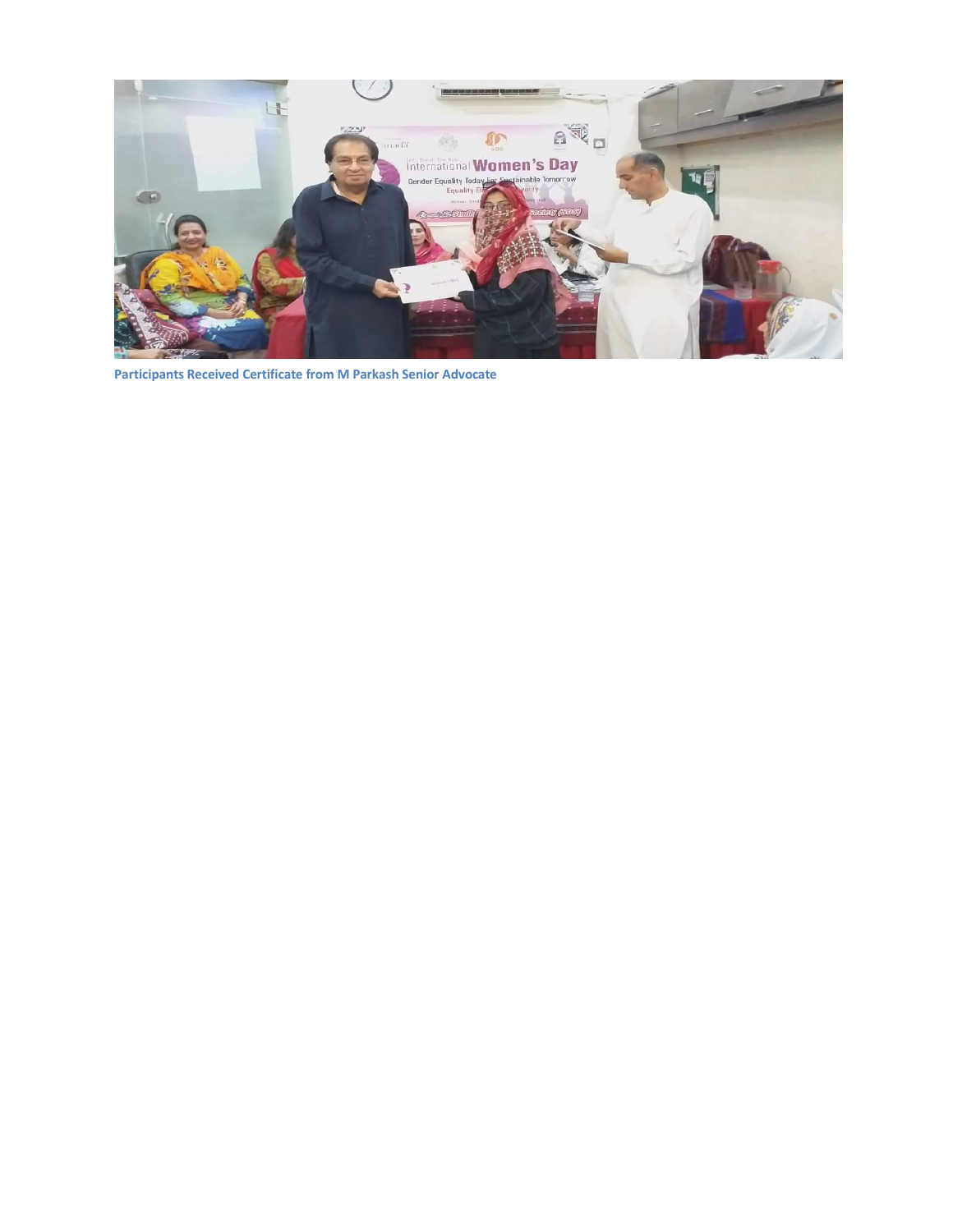**Participants Received Certificate from M Parkash Senior Advocate**